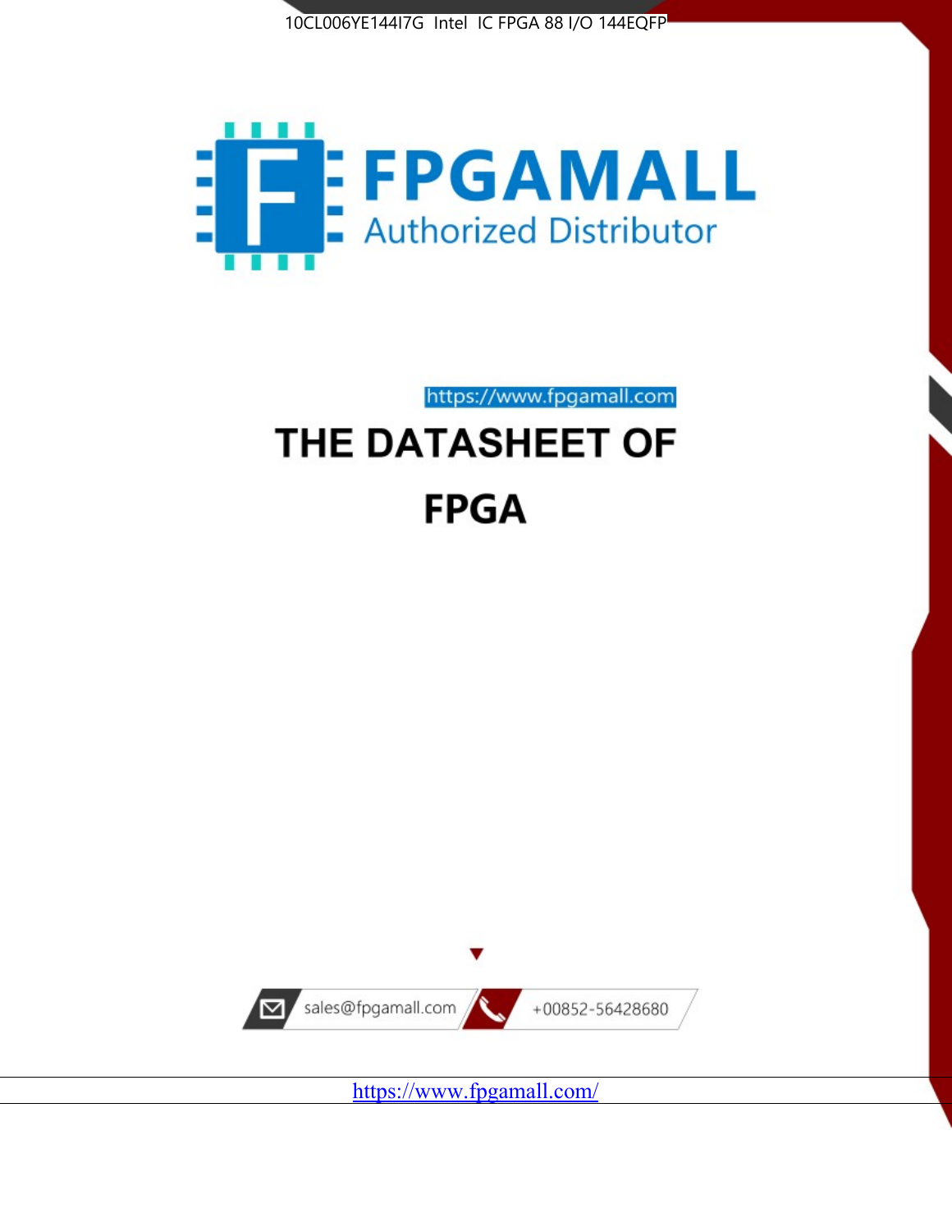10CL006YE144I7G Intel IC FPGA 88 I/O 144EQFP

FPGAMALL

Authorized Distributor

https://www.fpgamall.com

# THE DATASHEET OF

# FPGA

sales@fpgamall.com

+00852-56428680

https://www.fpgamall.com/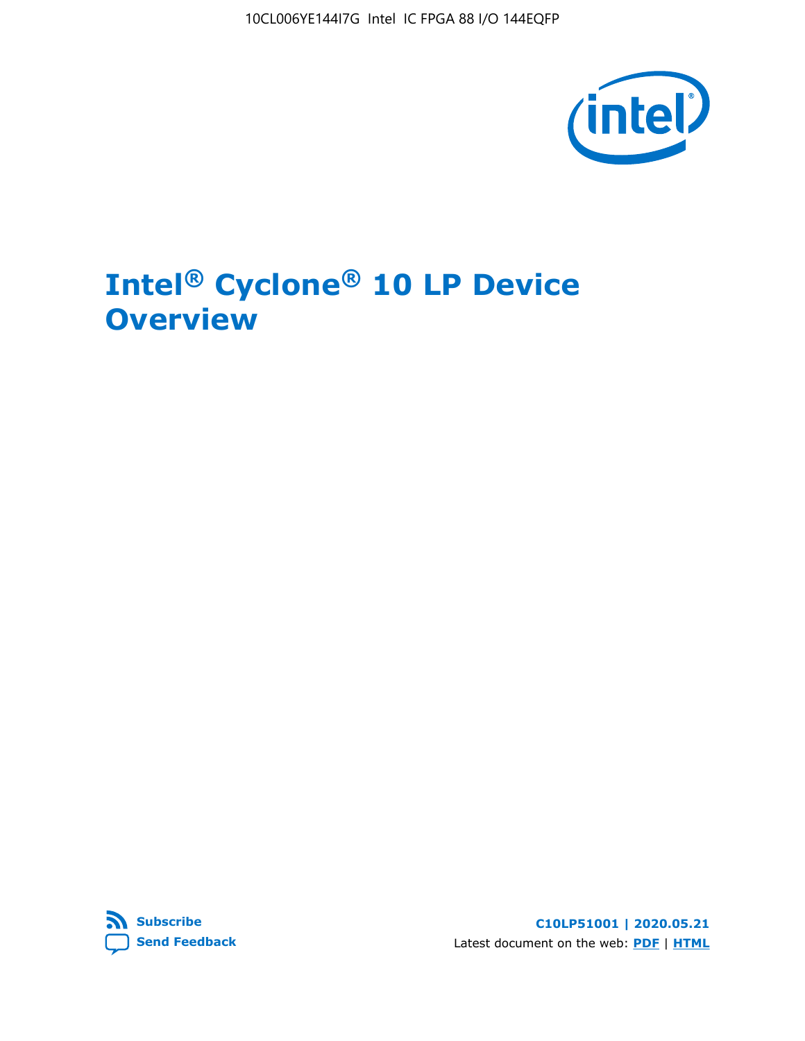# Intel® Cyclone® 10 LP Device Overview

C10LP51001 | 2020.05.21

Latest document on the web: **PDF** | **HTML**

**Subscribe**

**Send Feedback**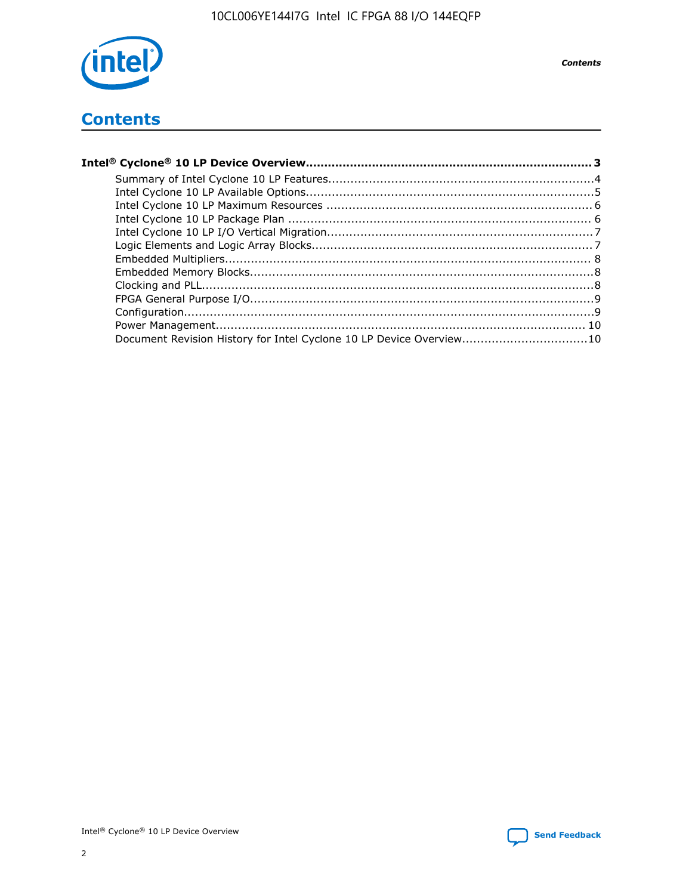# Contents

**Intel® Cyclone® 10 LP Device Overview....................................................................... 3**

- Summary of Intel Cyclone 10 LP Features.......................................................................4
- Intel Cyclone 10 LP Available Options.............................................................................5
- Intel Cyclone 10 LP Maximum Resources ....................................................................... 6
- Intel Cyclone 10 LP Package Plan ................................................................................. 6
- Intel Cyclone 10 LP I/O Vertical Migration.......................................................................7
- Logic Elements and Logic Array Blocks...........................................................................7
- Embedded Multipliers.................................................................................................. 8
- Embedded Memory Blocks............................................................................................8
- Clocking and PLL.........................................................................................................8
- FPGA General Purpose I/O............................................................................................9
- Configuration..............................................................................................................9
- Power Management................................................................................................... 10
- Document Revision History for Intel Cyclone 10 LP Device Overview.................................10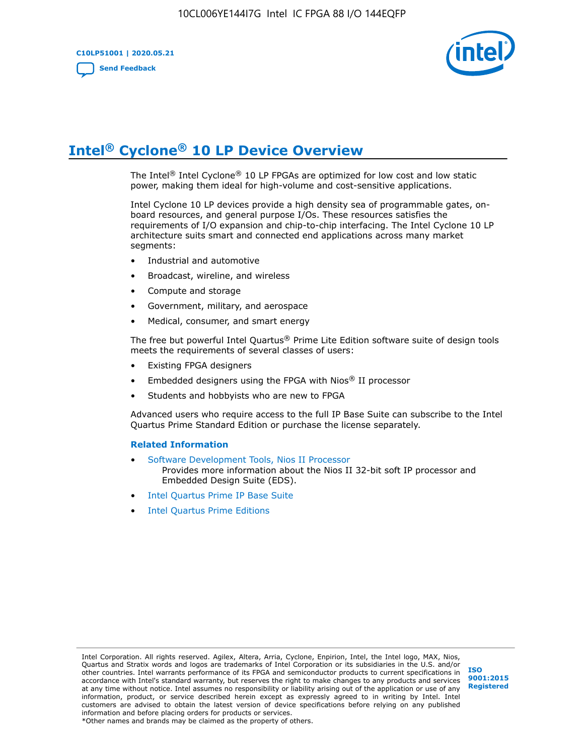# Intel® Cyclone® 10 LP Device Overview

The Intel® Intel Cyclone® 10 LP FPGAs are optimized for low cost and low static power, making them ideal for high-volume and cost-sensitive applications.

Intel Cyclone 10 LP devices provide a high density sea of programmable gates, on-board resources, and general purpose I/Os. These resources satisfies the requirements of I/O expansion and chip-to-chip interfacing. The Intel Cyclone 10 LP architecture suits smart and connected end applications across many market segments:

- Industrial and automotive
- Broadcast, wireline, and wireless
- Compute and storage
- Government, military, and aerospace
- Medical, consumer, and smart energy

The free but powerful Intel Quartus® Prime Lite Edition software suite of design tools meets the requirements of several classes of users:

- Existing FPGA designers
- Embedded designers using the FPGA with Nios® II processor
- Students and hobbyists who are new to FPGA

Advanced users who require access to the full IP Base Suite can subscribe to the Intel Quartus Prime Standard Edition or purchase the license separately.

**Related Information**

- Software Development Tools, Nios II Processor
  Provides more information about the Nios II 32-bit soft IP processor and Embedded Design Suite (EDS).
- Intel Quartus Prime IP Base Suite
- Intel Quartus Prime Editions

Intel Corporation. All rights reserved. Agilex, Altera, Arria, Cyclone, Enpirion, Intel, the Intel logo, MAX, Nios, Quartus and Stratix words and logos are trademarks of Intel Corporation or its subsidiaries in the U.S. and/or other countries. Intel warrants performance of its FPGA and semiconductor products to current specifications in accordance with Intel's standard warranty, but reserves the right to make changes to any products and services at any time without notice. Intel assumes no responsibility or liability arising out of the application or use of any information, product, or service described herein except as expressly agreed to in writing by Intel. Intel customers are advised to obtain the latest version of device specifications before relying on any published information and before placing orders for products or services.
*Other names and brands may be claimed as the property of others.

ISO 9001:2015 Registered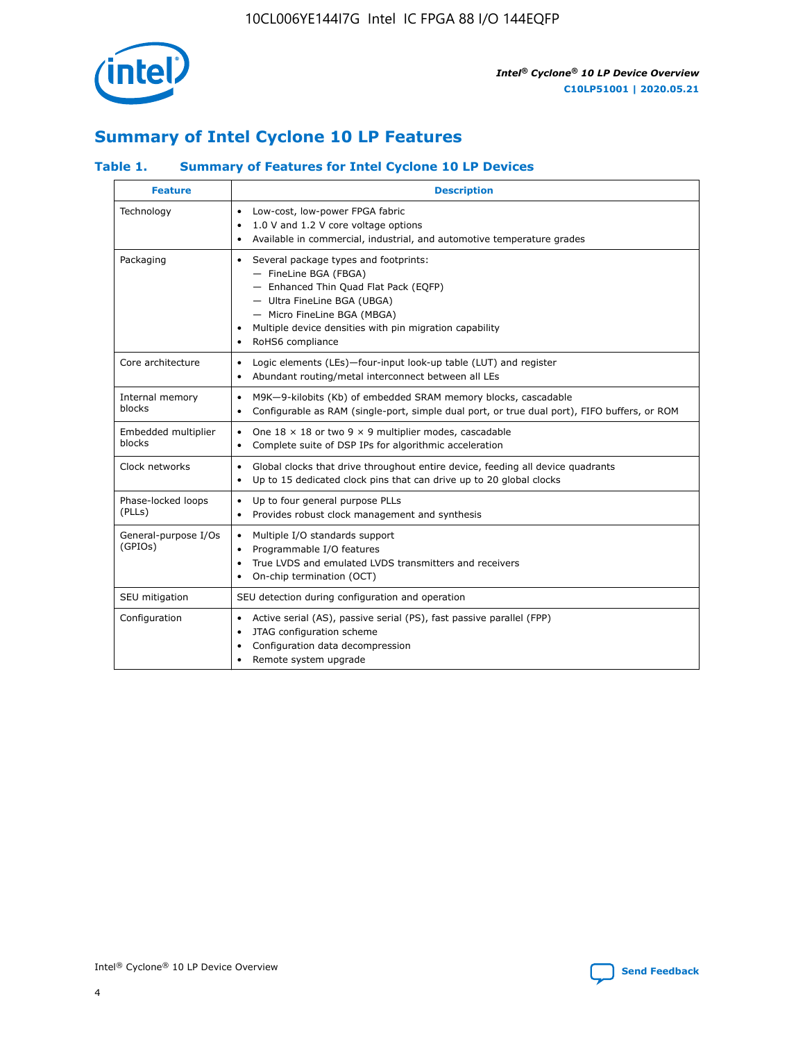## Summary of Intel Cyclone 10 LP Features

### Table 1. Summary of Features for Intel Cyclone 10 LP Devices

| Feature | Description |
| --- | --- |
| Technology | • Low-cost, low-power FPGA fabric<br>• 1.0 V and 1.2 V core voltage options<br>• Available in commercial, industrial, and automotive temperature grades |
| Packaging | • Several package types and footprints:<br>— FineLine BGA (FBGA)<br>— Enhanced Thin Quad Flat Pack (EQFP)<br>— Ultra FineLine BGA (UBGA)<br>— Micro FineLine BGA (MBGA)<br>• Multiple device densities with pin migration capability<br>• RoHS6 compliance |
| Core architecture | • Logic elements (LEs)—four-input look-up table (LUT) and register<br>• Abundant routing/metal interconnect between all LEs |
| Internal memory blocks | • M9K—9-kilobits (Kb) of embedded SRAM memory blocks, cascadable<br>• Configurable as RAM (single-port, simple dual port, or true dual port), FIFO buffers, or ROM |
| Embedded multiplier blocks | • One 18 × 18 or two 9 × 9 multiplier modes, cascadable<br>• Complete suite of DSP IPs for algorithmic acceleration |
| Clock networks | • Global clocks that drive throughout entire device, feeding all device quadrants<br>• Up to 15 dedicated clock pins that can drive up to 20 global clocks |
| Phase-locked loops (PLLs) | • Up to four general purpose PLLs<br>• Provides robust clock management and synthesis |
| General-purpose I/Os (GPIOs) | • Multiple I/O standards support<br>• Programmable I/O features<br>• True LVDS and emulated LVDS transmitters and receivers<br>• On-chip termination (OCT) |
| SEU mitigation | SEU detection during configuration and operation |
| Configuration | • Active serial (AS), passive serial (PS), fast passive parallel (FPP)<br>• JTAG configuration scheme<br>• Configuration data decompression<br>• Remote system upgrade |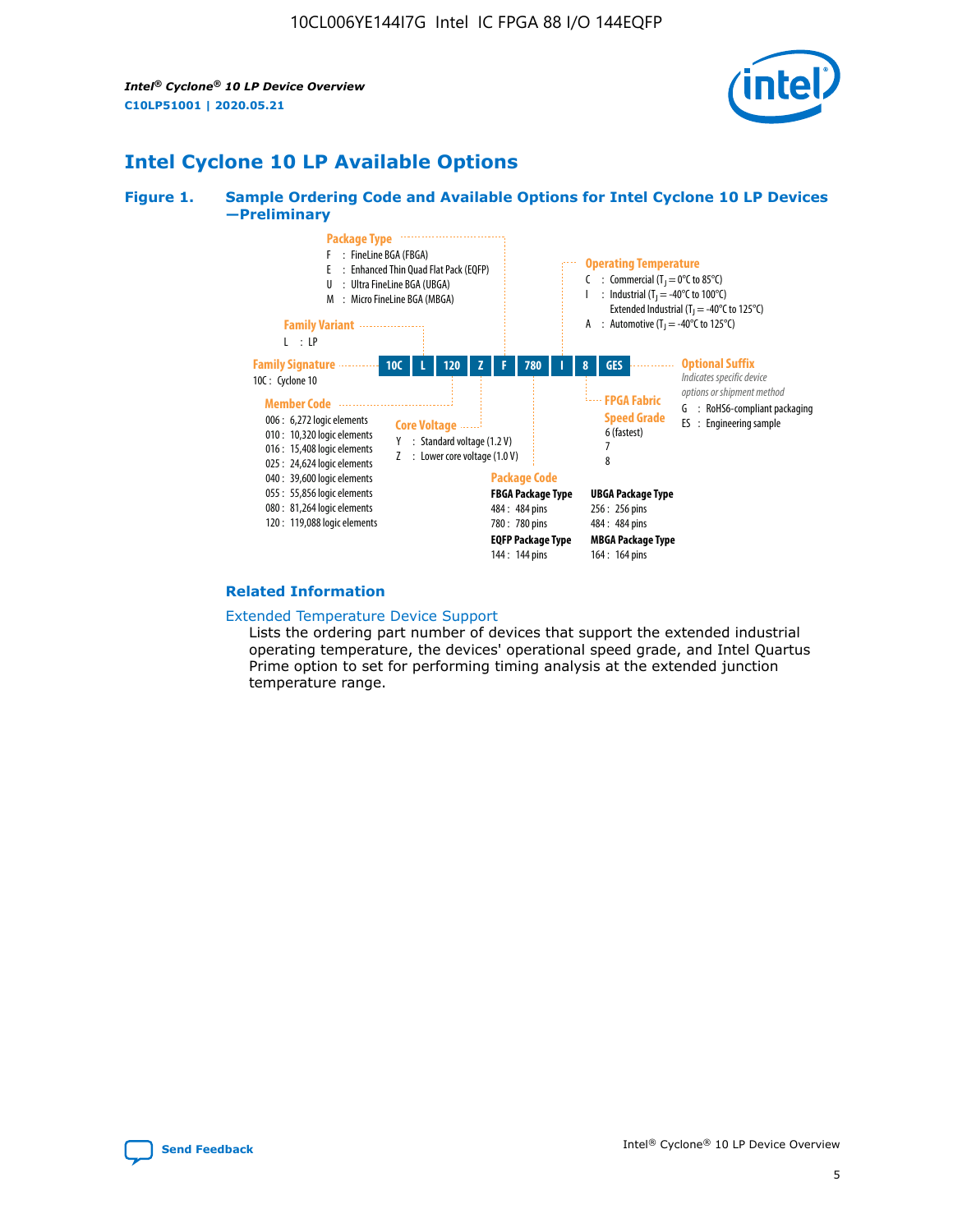## Intel Cyclone 10 LP Available Options

**Figure 1. Sample Ordering Code and Available Options for Intel Cyclone 10 LP Devices —Preliminary**

| 10C | L | 120 | Z | F | 780 | I | 8 | GES |
|---|---|---|---|---|---|---|---|---|

**Family Signature**
10C : Cyclone 10

**Family Variant**
L : LP

**Member Code**
- 006 : 6,272 logic elements
- 010 : 10,320 logic elements
- 016 : 15,408 logic elements
- 025 : 24,624 logic elements
- 040 : 39,600 logic elements
- 055 : 55,856 logic elements
- 080 : 81,264 logic elements
- 120 : 119,088 logic elements

**Core Voltage**
- Y : Standard voltage (1.2 V)
- Z : Lower core voltage (1.0 V)

**Package Type**
- F : FineLine BGA (FBGA)
- E : Enhanced Thin Quad Flat Pack (EQFP)
- U : Ultra FineLine BGA (UBGA)
- M : Micro FineLine BGA (MBGA)

**Package Code**

**FBGA Package Type**
- 484 : 484 pins
- 780 : 780 pins

**EQFP Package Type**
- 144 : 144 pins

**UBGA Package Type**
- 256 : 256 pins
- 484 : 484 pins

**MBGA Package Type**
- 164 : 164 pins

**Operating Temperature**
- C : Commercial ($T_J$ = 0°C to 85°C)
- I : Industrial ($T_J$ = -40°C to 100°C)
  Extended Industrial ($T_J$ = -40°C to 125°C)
- A : Automotive ($T_J$ = -40°C to 125°C)

**FPGA Fabric Speed Grade**
- 6 (fastest)
- 7
- 8

**Optional Suffix**
*Indicates specific device options or shipment method*
- G : RoHS6-compliant packaging
- ES : Engineering sample

### Related Information

Extended Temperature Device Support
Lists the ordering part number of devices that support the extended industrial operating temperature, the devices' operational speed grade, and Intel Quartus Prime option to set for performing timing analysis at the extended junction temperature range.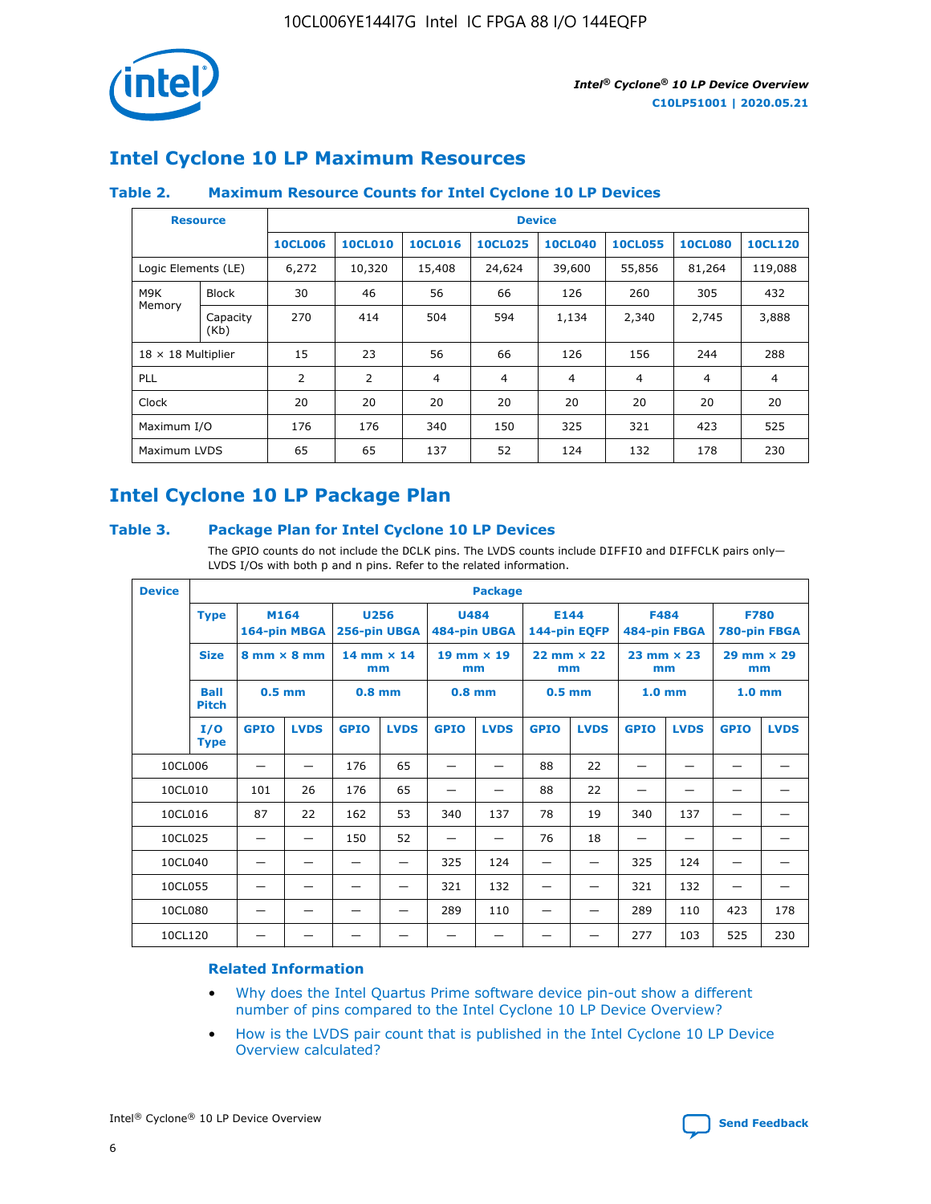## Intel Cyclone 10 LP Maximum Resources

### Table 2. Maximum Resource Counts for Intel Cyclone 10 LP Devices

| Resource | | Device | | | | | | | |
|---|---|---|---|---|---|---|---|---|---|
| | | 10CL006 | 10CL010 | 10CL016 | 10CL025 | 10CL040 | 10CL055 | 10CL080 | 10CL120 |
| Logic Elements (LE) | | 6,272 | 10,320 | 15,408 | 24,624 | 39,600 | 55,856 | 81,264 | 119,088 |
| M9K Memory | Block | 30 | 46 | 56 | 66 | 126 | 260 | 305 | 432 |
| | Capacity (Kb) | 270 | 414 | 504 | 594 | 1,134 | 2,340 | 2,745 | 3,888 |
| 18 × 18 Multiplier | | 15 | 23 | 56 | 66 | 126 | 156 | 244 | 288 |
| PLL | | 2 | 2 | 4 | 4 | 4 | 4 | 4 | 4 |
| Clock | | 20 | 20 | 20 | 20 | 20 | 20 | 20 | 20 |
| Maximum I/O | | 176 | 176 | 340 | 150 | 325 | 321 | 423 | 525 |
| Maximum LVDS | | 65 | 65 | 137 | 52 | 124 | 132 | 178 | 230 |

## Intel Cyclone 10 LP Package Plan

### Table 3. Package Plan for Intel Cyclone 10 LP Devices

The GPIO counts do not include the DCLK pins. The LVDS counts include DIFFIO and DIFFCLK pairs only—LVDS I/Os with both p and n pins. Refer to the related information.

| Device | Package | | | | | | | | | | | | |
|---|---|---|---|---|---|---|---|---|---|---|---|---|---|
| | Type | M164 164-pin MBGA | | U256 256-pin UBGA | | U484 484-pin UBGA | | E144 144-pin EQFP | | F484 484-pin FBGA | | F780 780-pin FBGA | |
| | Size | 8 mm × 8 mm | | 14 mm × 14 mm | | 19 mm × 19 mm | | 22 mm × 22 mm | | 23 mm × 23 mm | | 29 mm × 29 mm | |
| | Ball Pitch | 0.5 mm | | 0.8 mm | | 0.8 mm | | 0.5 mm | | 1.0 mm | | 1.0 mm | |
| | I/O Type | GPIO | LVDS | GPIO | LVDS | GPIO | LVDS | GPIO | LVDS | GPIO | LVDS | GPIO | LVDS |
| 10CL006 | | — | — | 176 | 65 | — | — | 88 | 22 | — | — | — | — |
| 10CL010 | | 101 | 26 | 176 | 65 | — | — | 88 | 22 | — | — | — | — |
| 10CL016 | | 87 | 22 | 162 | 53 | 340 | 137 | 78 | 19 | 340 | 137 | — | — |
| 10CL025 | | — | — | 150 | 52 | — | — | 76 | 18 | — | — | — | — |
| 10CL040 | | — | — | — | — | 325 | 124 | — | — | 325 | 124 | — | — |
| 10CL055 | | — | — | — | — | 321 | 132 | — | — | 321 | 132 | — | — |
| 10CL080 | | — | — | — | — | 289 | 110 | — | — | 289 | 110 | 423 | 178 |
| 10CL120 | | — | — | — | — | — | — | — | — | 277 | 103 | 525 | 230 |

### Related Information

- Why does the Intel Quartus Prime software device pin-out show a different number of pins compared to the Intel Cyclone 10 LP Device Overview?
- How is the LVDS pair count that is published in the Intel Cyclone 10 LP Device Overview calculated?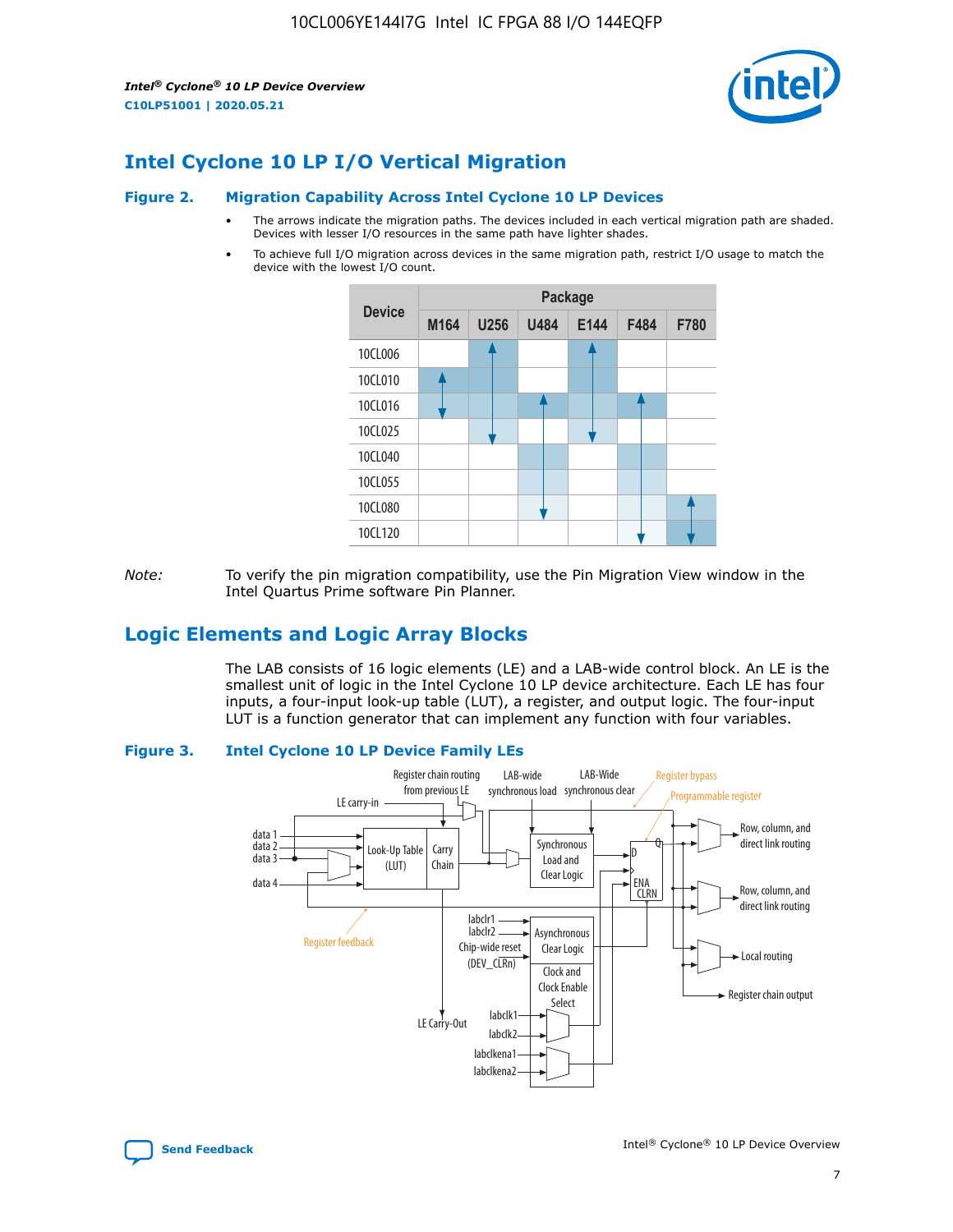## Intel Cyclone 10 LP I/O Vertical Migration

**Figure 2. Migration Capability Across Intel Cyclone 10 LP Devices**

- The arrows indicate the migration paths. The devices included in each vertical migration path are shaded. Devices with lesser I/O resources in the same path have lighter shades.
- To achieve full I/O migration across devices in the same migration path, restrict I/O usage to match the device with the lowest I/O count.

| Device | Package | | | | | |
|---|---|---|---|---|---|---|
| | M164 | U256 | U484 | E144 | F484 | F780 |
| 10CL006 | | | | | | |
| 10CL010 | | | | | | |
| 10CL016 | | | | | | |
| 10CL025 | | | | | | |
| 10CL040 | | | | | | |
| 10CL055 | | | | | | |
| 10CL080 | | | | | | |
| 10CL120 | | | | | | |

*Note:* To verify the pin migration compatibility, use the Pin Migration View window in the Intel Quartus Prime software Pin Planner.

## Logic Elements and Logic Array Blocks

The LAB consists of 16 logic elements (LE) and a LAB-wide control block. An LE is the smallest unit of logic in the Intel Cyclone 10 LP device architecture. Each LE has four inputs, a four-input look-up table (LUT), a register, and output logic. The four-input LUT is a function generator that can implement any function with four variables.

**Figure 3. Intel Cyclone 10 LP Device Family LEs**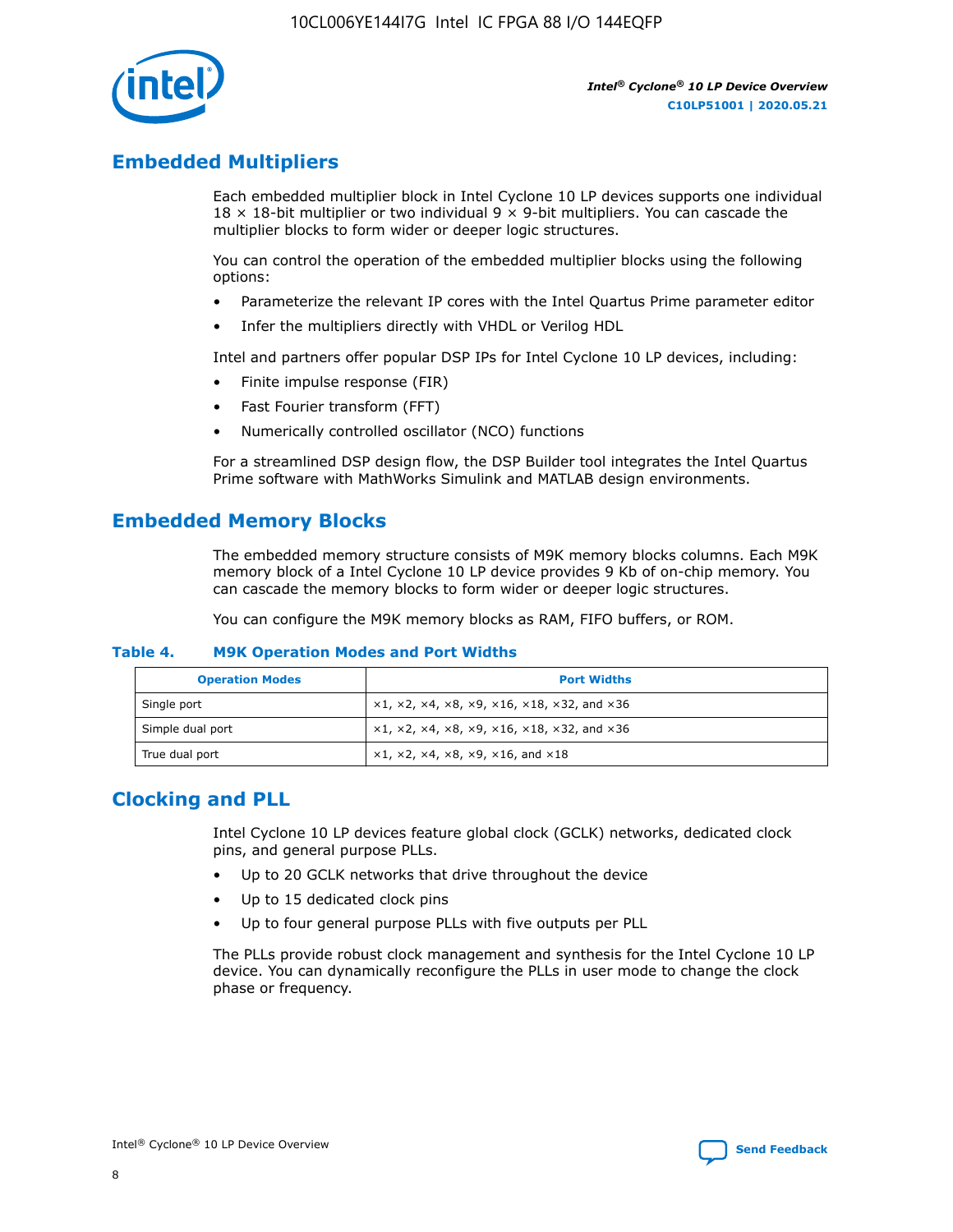## Embedded Multipliers

Each embedded multiplier block in Intel Cyclone 10 LP devices supports one individual 18 × 18-bit multiplier or two individual 9 × 9-bit multipliers. You can cascade the multiplier blocks to form wider or deeper logic structures.

You can control the operation of the embedded multiplier blocks using the following options:

- Parameterize the relevant IP cores with the Intel Quartus Prime parameter editor
- Infer the multipliers directly with VHDL or Verilog HDL

Intel and partners offer popular DSP IPs for Intel Cyclone 10 LP devices, including:

- Finite impulse response (FIR)
- Fast Fourier transform (FFT)
- Numerically controlled oscillator (NCO) functions

For a streamlined DSP design flow, the DSP Builder tool integrates the Intel Quartus Prime software with MathWorks Simulink and MATLAB design environments.

## Embedded Memory Blocks

The embedded memory structure consists of M9K memory blocks columns. Each M9K memory block of a Intel Cyclone 10 LP device provides 9 Kb of on-chip memory. You can cascade the memory blocks to form wider or deeper logic structures.

You can configure the M9K memory blocks as RAM, FIFO buffers, or ROM.

**Table 4. M9K Operation Modes and Port Widths**

| Operation Modes | Port Widths |
|---|---|
| Single port | ×1, ×2, ×4, ×8, ×9, ×16, ×18, ×32, and ×36 |
| Simple dual port | ×1, ×2, ×4, ×8, ×9, ×16, ×18, ×32, and ×36 |
| True dual port | ×1, ×2, ×4, ×8, ×9, ×16, and ×18 |

## Clocking and PLL

Intel Cyclone 10 LP devices feature global clock (GCLK) networks, dedicated clock pins, and general purpose PLLs.

- Up to 20 GCLK networks that drive throughout the device
- Up to 15 dedicated clock pins
- Up to four general purpose PLLs with five outputs per PLL

The PLLs provide robust clock management and synthesis for the Intel Cyclone 10 LP device. You can dynamically reconfigure the PLLs in user mode to change the clock phase or frequency.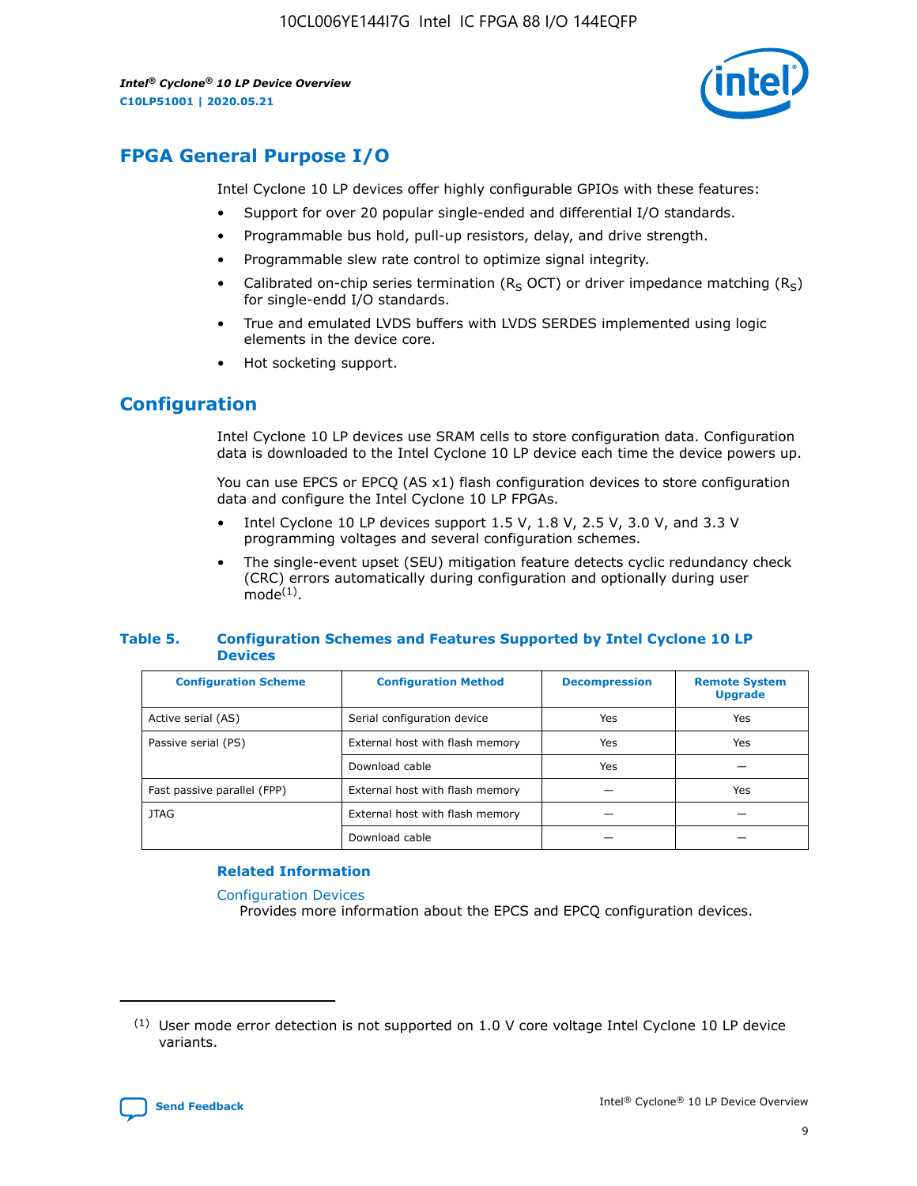## FPGA General Purpose I/O

Intel Cyclone 10 LP devices offer highly configurable GPIOs with these features:

- Support for over 20 popular single-ended and differential I/O standards.
- Programmable bus hold, pull-up resistors, delay, and drive strength.
- Programmable slew rate control to optimize signal integrity.
- Calibrated on-chip series termination ($R_S$ OCT) or driver impedance matching ($R_S$) for single-endd I/O standards.
- True and emulated LVDS buffers with LVDS SERDES implemented using logic elements in the device core.
- Hot socketing support.

## Configuration

Intel Cyclone 10 LP devices use SRAM cells to store configuration data. Configuration data is downloaded to the Intel Cyclone 10 LP device each time the device powers up.

You can use EPCS or EPCQ (AS x1) flash configuration devices to store configuration data and configure the Intel Cyclone 10 LP FPGAs.

- Intel Cyclone 10 LP devices support 1.5 V, 1.8 V, 2.5 V, 3.0 V, and 3.3 V programming voltages and several configuration schemes.
- The single-event upset (SEU) mitigation feature detects cyclic redundancy check (CRC) errors automatically during configuration and optionally during user mode[1].

**Table 5. Configuration Schemes and Features Supported by Intel Cyclone 10 LP Devices**

| Configuration Scheme | Configuration Method | Decompression | Remote System Upgrade |
|---|---|---|---|
| Active serial (AS) | Serial configuration device | Yes | Yes |
| Passive serial (PS) | External host with flash memory | Yes | Yes |
| | Download cable | Yes | — |
| Fast passive parallel (FPP) | External host with flash memory | — | Yes |
| JTAG | External host with flash memory | — | — |
| | Download cable | — | — |

### Related Information

Configuration Devices
Provides more information about the EPCS and EPCQ configuration devices.

---

(1) User mode error detection is not supported on 1.0 V core voltage Intel Cyclone 10 LP device variants.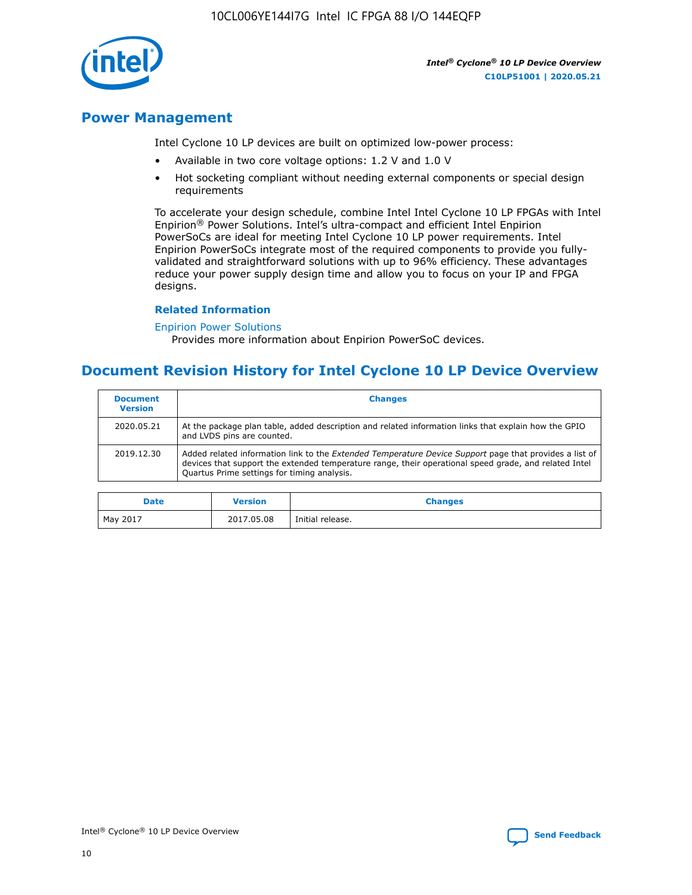## Power Management

Intel Cyclone 10 LP devices are built on optimized low-power process:

- Available in two core voltage options: 1.2 V and 1.0 V
- Hot socketing compliant without needing external components or special design requirements

To accelerate your design schedule, combine Intel Intel Cyclone 10 LP FPGAs with Intel Enpirion® Power Solutions. Intel's ultra-compact and efficient Intel Enpirion PowerSoCs are ideal for meeting Intel Cyclone 10 LP power requirements. Intel Enpirion PowerSoCs integrate most of the required components to provide you fully-validated and straightforward solutions with up to 96% efficiency. These advantages reduce your power supply design time and allow you to focus on your IP and FPGA designs.

### Related Information

Enpirion Power Solutions
Provides more information about Enpirion PowerSoC devices.

## Document Revision History for Intel Cyclone 10 LP Device Overview

| Document Version | Changes |
| --- | --- |
| 2020.05.21 | At the package plan table, added description and related information links that explain how the GPIO and LVDS pins are counted. |
| 2019.12.30 | Added related information link to the *Extended Temperature Device Support* page that provides a list of devices that support the extended temperature range, their operational speed grade, and related Intel Quartus Prime settings for timing analysis. |

| Date | Version | Changes |
| --- | --- | --- |
| May 2017 | 2017.05.08 | Initial release. |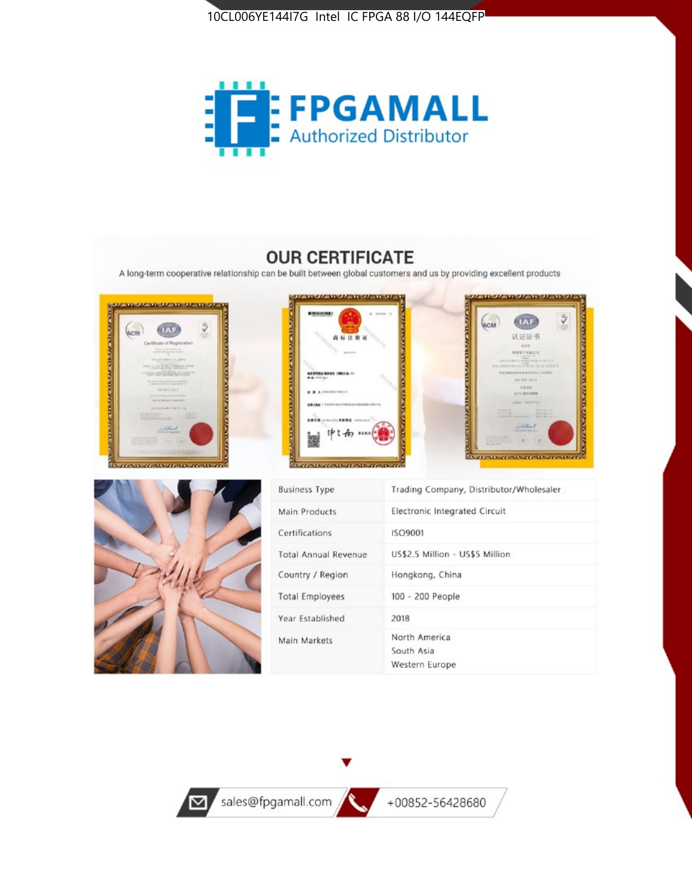FPGAMALL
Authorized Distributor

## OUR CERTIFICATE

A long-term cooperative relationship can be built between global customers and us by providing excellent products

| | |
|---|---|
| Business Type | Trading Company, Distributor/Wholesaler |
| Main Products | Electronic Integrated Circuit |
| Certifications | ISO9001 |
| Total Annual Revenue | US$2.5 Million - US$5 Million |
| Country / Region | Hongkong, China |
| Total Employees | 100 - 200 People |
| Year Established | 2018 |
| Main Markets | North America<br>South Asia<br>Western Europe |

sales@fpgamall.com

+00852-56428680